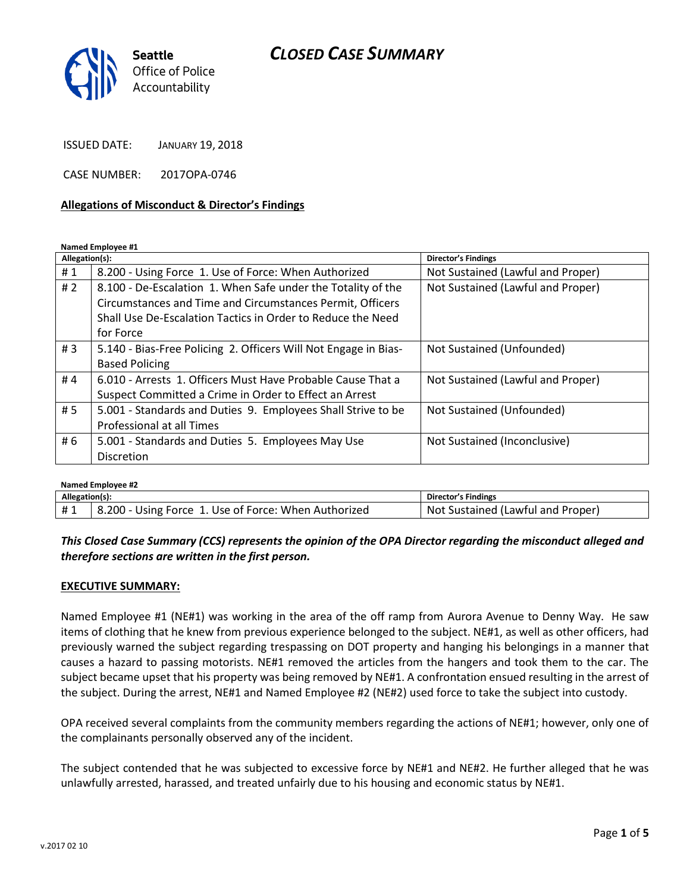Seattle Office of Police Accountability

# CLOSED CASE SUMMARY

ISSUED DATE: JANUARY 19, 2018

CASE NUMBER: 2017OPA-0746

**Allegations of Misconduct & Director's Findings**

**Named Employee #1**

| Allegation(s): | | Director's Findings |
|---|---|---|
| # 1 | 8.200 - Using Force 1. Use of Force: When Authorized | Not Sustained (Lawful and Proper) |
| # 2 | 8.100 - De-Escalation 1. When Safe under the Totality of the Circumstances and Time and Circumstances Permit, Officers Shall Use De-Escalation Tactics in Order to Reduce the Need for Force | Not Sustained (Lawful and Proper) |
| # 3 | 5.140 - Bias-Free Policing 2. Officers Will Not Engage in Bias-Based Policing | Not Sustained (Unfounded) |
| # 4 | 6.010 - Arrests 1. Officers Must Have Probable Cause That a Suspect Committed a Crime in Order to Effect an Arrest | Not Sustained (Lawful and Proper) |
| # 5 | 5.001 - Standards and Duties 9. Employees Shall Strive to be Professional at all Times | Not Sustained (Unfounded) |
| # 6 | 5.001 - Standards and Duties 5. Employees May Use Discretion | Not Sustained (Inconclusive) |

**Named Employee #2**

| Allegation(s): | | Director's Findings |
|---|---|---|
| # 1 | 8.200 - Using Force 1. Use of Force: When Authorized | Not Sustained (Lawful and Proper) |

***This Closed Case Summary (CCS) represents the opinion of the OPA Director regarding the misconduct alleged and therefore sections are written in the first person.***

**EXECUTIVE SUMMARY:**

Named Employee #1 (NE#1) was working in the area of the off ramp from Aurora Avenue to Denny Way. He saw items of clothing that he knew from previous experience belonged to the subject. NE#1, as well as other officers, had previously warned the subject regarding trespassing on DOT property and hanging his belongings in a manner that causes a hazard to passing motorists. NE#1 removed the articles from the hangers and took them to the car. The subject became upset that his property was being removed by NE#1. A confrontation ensued resulting in the arrest of the subject. During the arrest, NE#1 and Named Employee #2 (NE#2) used force to take the subject into custody.

OPA received several complaints from the community members regarding the actions of NE#1; however, only one of the complainants personally observed any of the incident.

The subject contended that he was subjected to excessive force by NE#1 and NE#2. He further alleged that he was unlawfully arrested, harassed, and treated unfairly due to his housing and economic status by NE#1.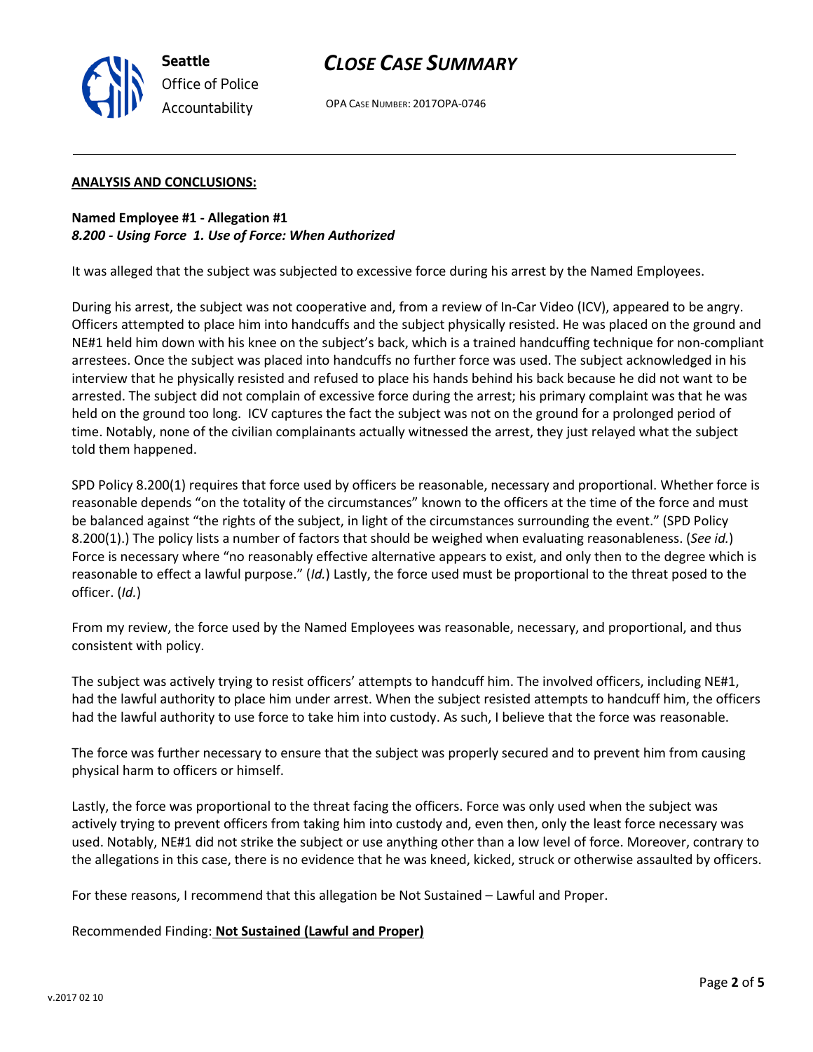## ANALYSIS AND CONCLUSIONS:

**Named Employee #1 - Allegation #1**
***8.200 - Using Force 1. Use of Force: When Authorized***

It was alleged that the subject was subjected to excessive force during his arrest by the Named Employees.

During his arrest, the subject was not cooperative and, from a review of In-Car Video (ICV), appeared to be angry. Officers attempted to place him into handcuffs and the subject physically resisted. He was placed on the ground and NE#1 held him down with his knee on the subject's back, which is a trained handcuffing technique for non-compliant arrestees. Once the subject was placed into handcuffs no further force was used. The subject acknowledged in his interview that he physically resisted and refused to place his hands behind his back because he did not want to be arrested. The subject did not complain of excessive force during the arrest; his primary complaint was that he was held on the ground too long. ICV captures the fact the subject was not on the ground for a prolonged period of time. Notably, none of the civilian complainants actually witnessed the arrest, they just relayed what the subject told them happened.

SPD Policy 8.200(1) requires that force used by officers be reasonable, necessary and proportional. Whether force is reasonable depends "on the totality of the circumstances" known to the officers at the time of the force and must be balanced against "the rights of the subject, in light of the circumstances surrounding the event." (SPD Policy 8.200(1).) The policy lists a number of factors that should be weighed when evaluating reasonableness. (*See id.*) Force is necessary where "no reasonably effective alternative appears to exist, and only then to the degree which is reasonable to effect a lawful purpose." (*Id.*) Lastly, the force used must be proportional to the threat posed to the officer. (*Id.*)

From my review, the force used by the Named Employees was reasonable, necessary, and proportional, and thus consistent with policy.

The subject was actively trying to resist officers' attempts to handcuff him. The involved officers, including NE#1, had the lawful authority to place him under arrest. When the subject resisted attempts to handcuff him, the officers had the lawful authority to use force to take him into custody. As such, I believe that the force was reasonable.

The force was further necessary to ensure that the subject was properly secured and to prevent him from causing physical harm to officers or himself.

Lastly, the force was proportional to the threat facing the officers. Force was only used when the subject was actively trying to prevent officers from taking him into custody and, even then, only the least force necessary was used. Notably, NE#1 did not strike the subject or use anything other than a low level of force. Moreover, contrary to the allegations in this case, there is no evidence that he was kneed, kicked, struck or otherwise assaulted by officers.

For these reasons, I recommend that this allegation be Not Sustained – Lawful and Proper.

Recommended Finding: **Not Sustained (Lawful and Proper)**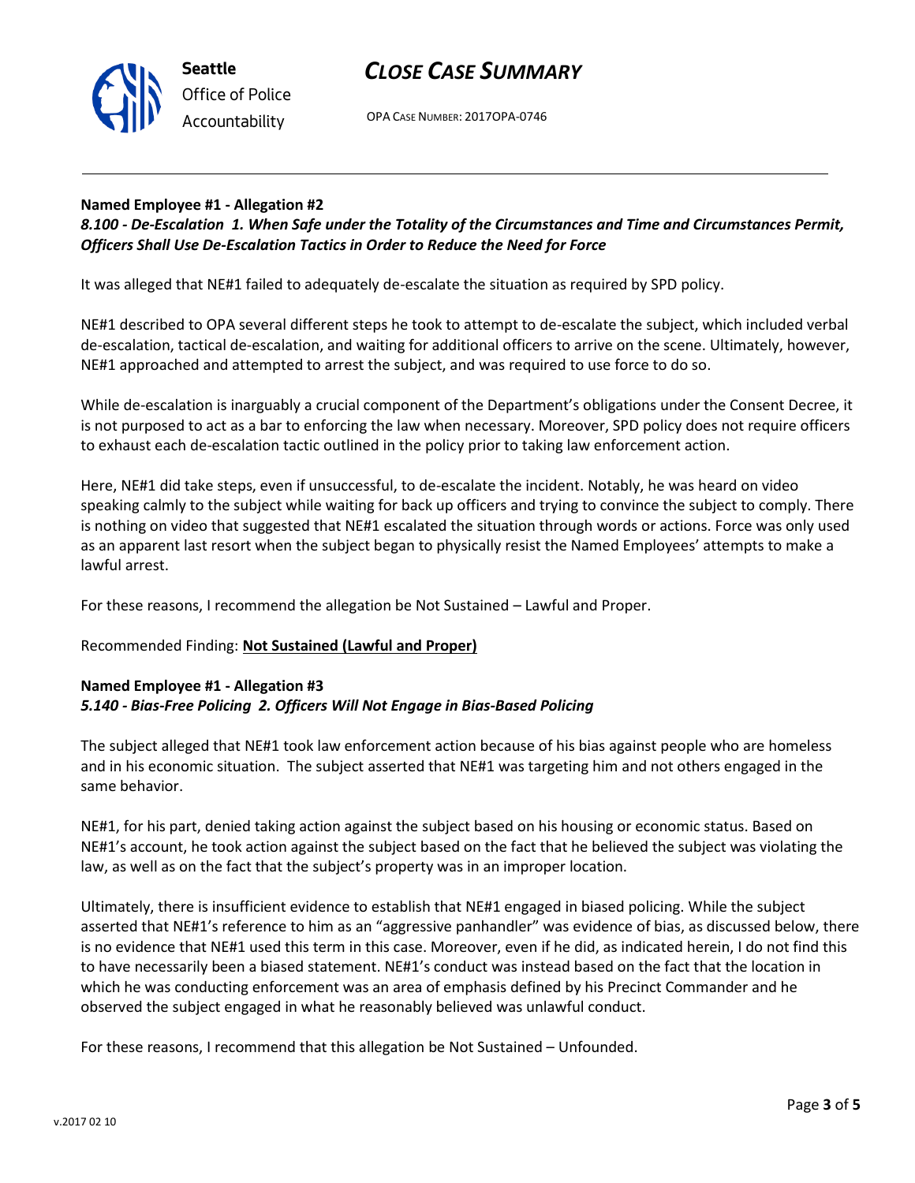#### Named Employee #1 - Allegation #2
***8.100 - De-Escalation 1. When Safe under the Totality of the Circumstances and Time and Circumstances Permit, Officers Shall Use De-Escalation Tactics in Order to Reduce the Need for Force***

It was alleged that NE#1 failed to adequately de-escalate the situation as required by SPD policy.

NE#1 described to OPA several different steps he took to attempt to de-escalate the subject, which included verbal de-escalation, tactical de-escalation, and waiting for additional officers to arrive on the scene. Ultimately, however, NE#1 approached and attempted to arrest the subject, and was required to use force to do so.

While de-escalation is inarguably a crucial component of the Department's obligations under the Consent Decree, it is not purposed to act as a bar to enforcing the law when necessary. Moreover, SPD policy does not require officers to exhaust each de-escalation tactic outlined in the policy prior to taking law enforcement action.

Here, NE#1 did take steps, even if unsuccessful, to de-escalate the incident. Notably, he was heard on video speaking calmly to the subject while waiting for back up officers and trying to convince the subject to comply. There is nothing on video that suggested that NE#1 escalated the situation through words or actions. Force was only used as an apparent last resort when the subject began to physically resist the Named Employees' attempts to make a lawful arrest.

For these reasons, I recommend the allegation be Not Sustained – Lawful and Proper.

Recommended Finding: **Not Sustained (Lawful and Proper)**

#### Named Employee #1 - Allegation #3
***5.140 - Bias-Free Policing 2. Officers Will Not Engage in Bias-Based Policing***

The subject alleged that NE#1 took law enforcement action because of his bias against people who are homeless and in his economic situation. The subject asserted that NE#1 was targeting him and not others engaged in the same behavior.

NE#1, for his part, denied taking action against the subject based on his housing or economic status. Based on NE#1's account, he took action against the subject based on the fact that he believed the subject was violating the law, as well as on the fact that the subject's property was in an improper location.

Ultimately, there is insufficient evidence to establish that NE#1 engaged in biased policing. While the subject asserted that NE#1's reference to him as an "aggressive panhandler" was evidence of bias, as discussed below, there is no evidence that NE#1 used this term in this case. Moreover, even if he did, as indicated herein, I do not find this to have necessarily been a biased statement. NE#1's conduct was instead based on the fact that the location in which he was conducting enforcement was an area of emphasis defined by his Precinct Commander and he observed the subject engaged in what he reasonably believed was unlawful conduct.

For these reasons, I recommend that this allegation be Not Sustained – Unfounded.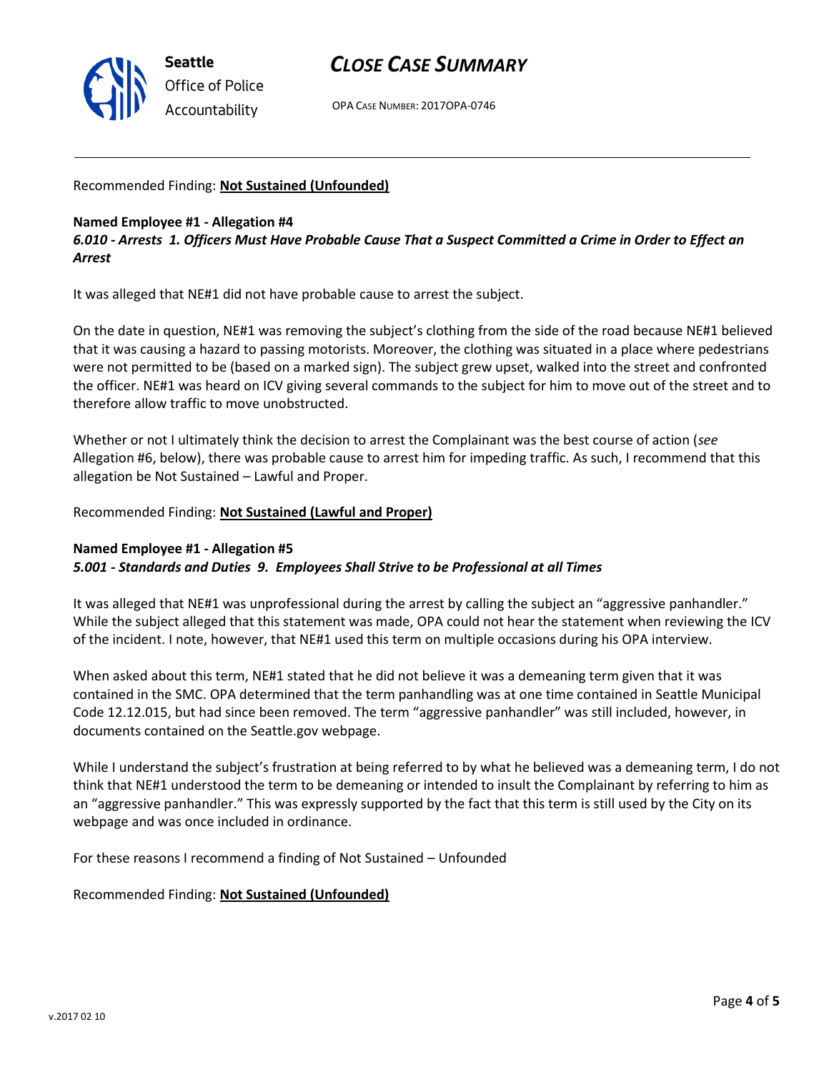Recommended Finding: **Not Sustained (Unfounded)**

**Named Employee #1 - Allegation #4**
***6.010 - Arrests 1. Officers Must Have Probable Cause That a Suspect Committed a Crime in Order to Effect an Arrest***

It was alleged that NE#1 did not have probable cause to arrest the subject.

On the date in question, NE#1 was removing the subject's clothing from the side of the road because NE#1 believed that it was causing a hazard to passing motorists. Moreover, the clothing was situated in a place where pedestrians were not permitted to be (based on a marked sign). The subject grew upset, walked into the street and confronted the officer. NE#1 was heard on ICV giving several commands to the subject for him to move out of the street and to therefore allow traffic to move unobstructed.

Whether or not I ultimately think the decision to arrest the Complainant was the best course of action (*see* Allegation #6, below), there was probable cause to arrest him for impeding traffic. As such, I recommend that this allegation be Not Sustained – Lawful and Proper.

Recommended Finding: **Not Sustained (Lawful and Proper)**

**Named Employee #1 - Allegation #5**
***5.001 - Standards and Duties 9. Employees Shall Strive to be Professional at all Times***

It was alleged that NE#1 was unprofessional during the arrest by calling the subject an "aggressive panhandler." While the subject alleged that this statement was made, OPA could not hear the statement when reviewing the ICV of the incident. I note, however, that NE#1 used this term on multiple occasions during his OPA interview.

When asked about this term, NE#1 stated that he did not believe it was a demeaning term given that it was contained in the SMC. OPA determined that the term panhandling was at one time contained in Seattle Municipal Code 12.12.015, but had since been removed. The term "aggressive panhandler" was still included, however, in documents contained on the Seattle.gov webpage.

While I understand the subject's frustration at being referred to by what he believed was a demeaning term, I do not think that NE#1 understood the term to be demeaning or intended to insult the Complainant by referring to him as an "aggressive panhandler." This was expressly supported by the fact that this term is still used by the City on its webpage and was once included in ordinance.

For these reasons I recommend a finding of Not Sustained – Unfounded

Recommended Finding: **Not Sustained (Unfounded)**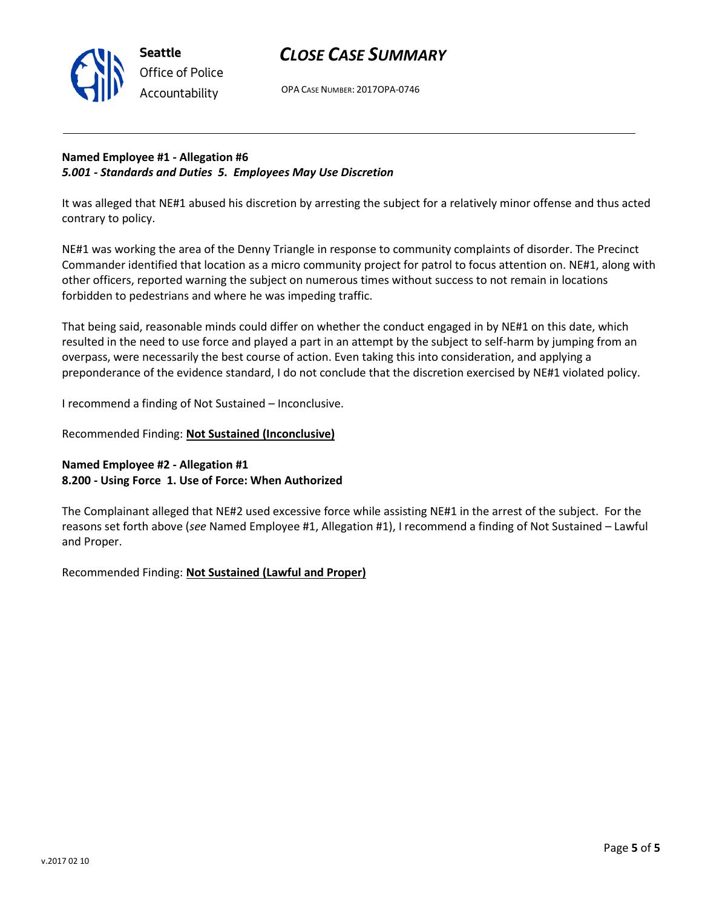**Named Employee #1 - Allegation #6**
***5.001 - Standards and Duties 5. Employees May Use Discretion***

It was alleged that NE#1 abused his discretion by arresting the subject for a relatively minor offense and thus acted contrary to policy.

NE#1 was working the area of the Denny Triangle in response to community complaints of disorder. The Precinct Commander identified that location as a micro community project for patrol to focus attention on. NE#1, along with other officers, reported warning the subject on numerous times without success to not remain in locations forbidden to pedestrians and where he was impeding traffic.

That being said, reasonable minds could differ on whether the conduct engaged in by NE#1 on this date, which resulted in the need to use force and played a part in an attempt by the subject to self-harm by jumping from an overpass, were necessarily the best course of action. Even taking this into consideration, and applying a preponderance of the evidence standard, I do not conclude that the discretion exercised by NE#1 violated policy.

I recommend a finding of Not Sustained – Inconclusive.

Recommended Finding: **Not Sustained (Inconclusive)**

**Named Employee #2 - Allegation #1**
**8.200 - Using Force 1. Use of Force: When Authorized**

The Complainant alleged that NE#2 used excessive force while assisting NE#1 in the arrest of the subject. For the reasons set forth above (*see* Named Employee #1, Allegation #1), I recommend a finding of Not Sustained – Lawful and Proper.

Recommended Finding: **Not Sustained (Lawful and Proper)**